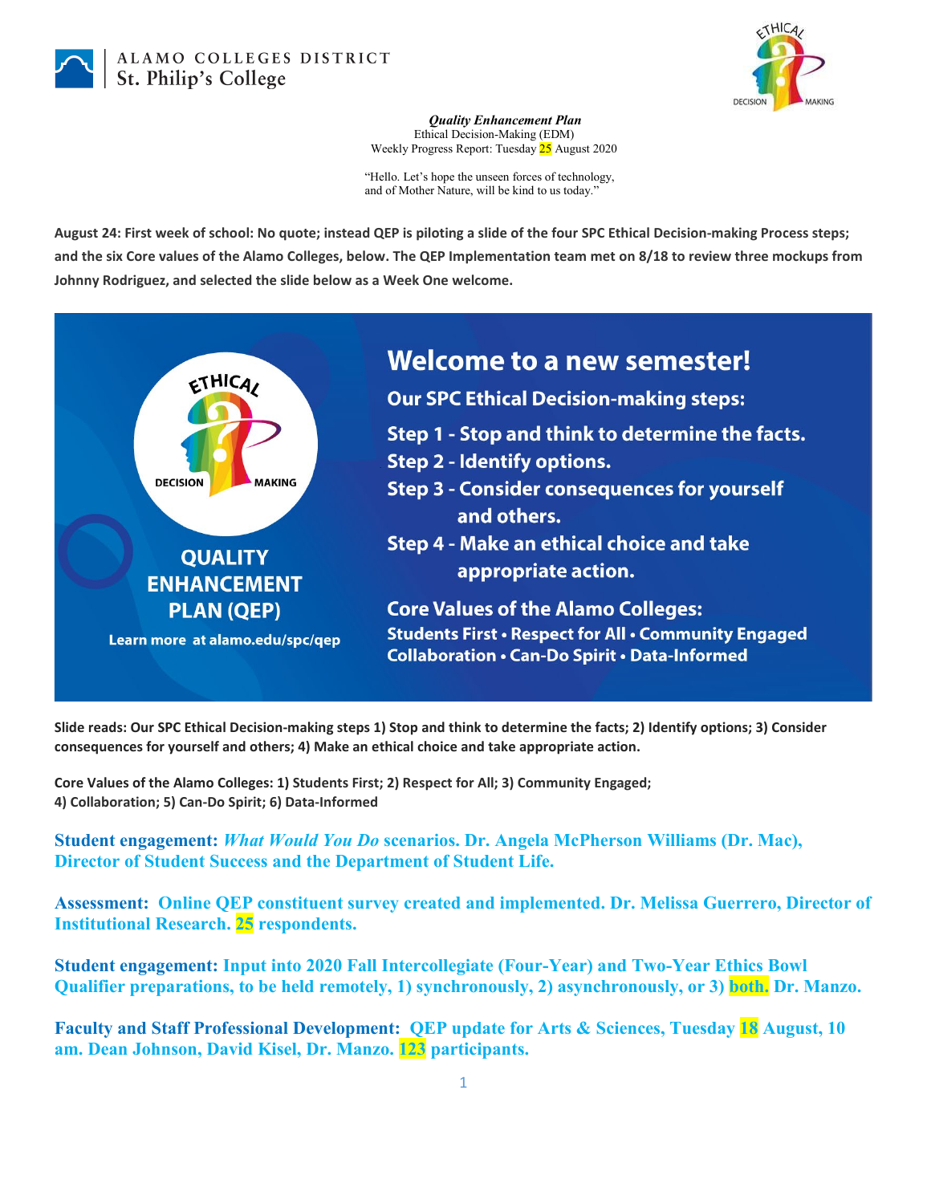ALAMO COLLEGES DISTRICT
St. Philip's College

***Quality Enhancement Plan***
Ethical Decision-Making (EDM)
Weekly Progress Report: Tuesday 25 August 2020

"Hello. Let's hope the unseen forces of technology, and of Mother Nature, will be kind to us today."

**August 24: First week of school: No quote; instead QEP is piloting a slide of the four SPC Ethical Decision-making Process steps; and the six Core values of the Alamo Colleges, below. The QEP Implementation team met on 8/18 to review three mockups from Johnny Rodriguez, and selected the slide below as a Week One welcome.**

**QUALITY ENHANCEMENT PLAN (QEP)**
Learn more at alamo.edu/spc/qep

**Welcome to a new semester!**

**Our SPC Ethical Decision-making steps:**

**Step 1 - Stop and think to determine the facts.**
**Step 2 - Identify options.**
**Step 3 - Consider consequences for yourself and others.**
**Step 4 - Make an ethical choice and take appropriate action.**

**Core Values of the Alamo Colleges:**
**Students First • Respect for All • Community Engaged Collaboration • Can-Do Spirit • Data-Informed**

**Slide reads: Our SPC Ethical Decision-making steps 1) Stop and think to determine the facts; 2) Identify options; 3) Consider consequences for yourself and others; 4) Make an ethical choice and take appropriate action.**

**Core Values of the Alamo Colleges: 1) Students First; 2) Respect for All; 3) Community Engaged; 4) Collaboration; 5) Can-Do Spirit; 6) Data-Informed**

**Student engagement: *What Would You Do* scenarios. Dr. Angela McPherson Williams (Dr. Mac), Director of Student Success and the Department of Student Life.**

**Assessment: Online QEP constituent survey created and implemented. Dr. Melissa Guerrero, Director of Institutional Research. 25 respondents.**

**Student engagement: Input into 2020 Fall Intercollegiate (Four-Year) and Two-Year Ethics Bowl Qualifier preparations, to be held remotely, 1) synchronously, 2) asynchronously, or 3) both. Dr. Manzo.**

**Faculty and Staff Professional Development: QEP update for Arts & Sciences, Tuesday 18 August, 10 am. Dean Johnson, David Kisel, Dr. Manzo. 123 participants.**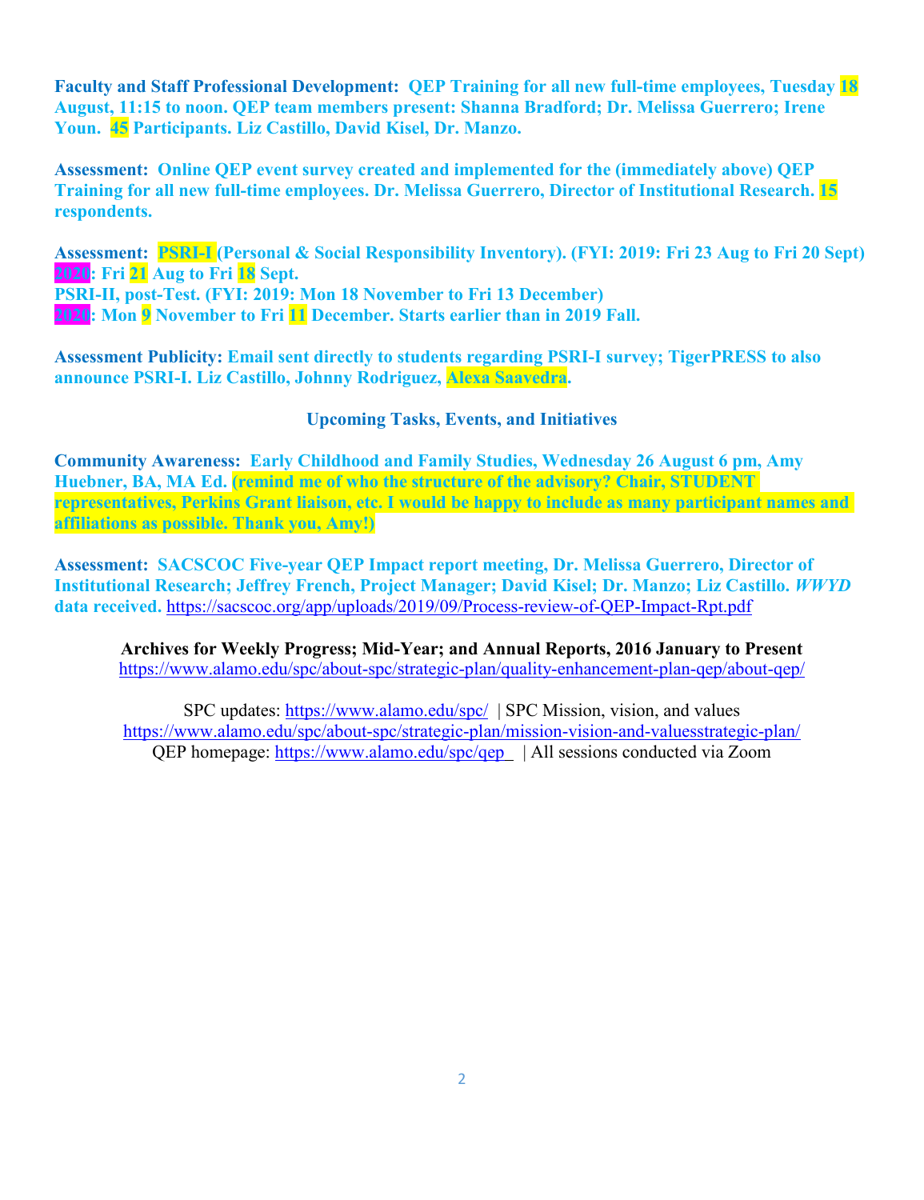**Faculty and Staff Professional Development:** **QEP Training for all new full-time employees, Tuesday 18 August, 11:15 to noon. QEP team members present: Shanna Bradford; Dr. Melissa Guerrero; Irene Youn. 45 Participants. Liz Castillo, David Kisel, Dr. Manzo.**

**Assessment:** **Online QEP event survey created and implemented for the (immediately above) QEP Training for all new full-time employees. Dr. Melissa Guerrero, Director of Institutional Research. 15 respondents.**

**Assessment:** **PSRI-I (Personal & Social Responsibility Inventory). (FYI: 2019: Fri 23 Aug to Fri 20 Sept)**
**2020: Fri 21 Aug to Fri 18 Sept.**
**PSRI-II, post-Test. (FYI: 2019: Mon 18 November to Fri 13 December)**
**2020: Mon 9 November to Fri 11 December. Starts earlier than in 2019 Fall.**

**Assessment Publicity:** **Email sent directly to students regarding PSRI-I survey; TigerPRESS to also announce PSRI-I. Liz Castillo, Johnny Rodriguez, Alexa Saavedra.**

## Upcoming Tasks, Events, and Initiatives

**Community Awareness:** **Early Childhood and Family Studies, Wednesday 26 August 6 pm, Amy Huebner, BA, MA Ed. (remind me of who the structure of the advisory? Chair, STUDENT representatives, Perkins Grant liaison, etc. I would be happy to include as many participant names and affiliations as possible. Thank you, Amy!)**

**Assessment:** **SACSCOC Five-year QEP Impact report meeting, Dr. Melissa Guerrero, Director of Institutional Research; Jeffrey French, Project Manager; David Kisel; Dr. Manzo; Liz Castillo. *WWYD* data received.** https://sacscoc.org/app/uploads/2019/09/Process-review-of-QEP-Impact-Rpt.pdf

**Archives for Weekly Progress; Mid-Year; and Annual Reports, 2016 January to Present**
https://www.alamo.edu/spc/about-spc/strategic-plan/quality-enhancement-plan-qep/about-qep/

SPC updates: https://www.alamo.edu/spc/ | SPC Mission, vision, and values
https://www.alamo.edu/spc/about-spc/strategic-plan/mission-vision-and-valuesstrategic-plan/
QEP homepage: https://www.alamo.edu/spc/qep | All sessions conducted via Zoom